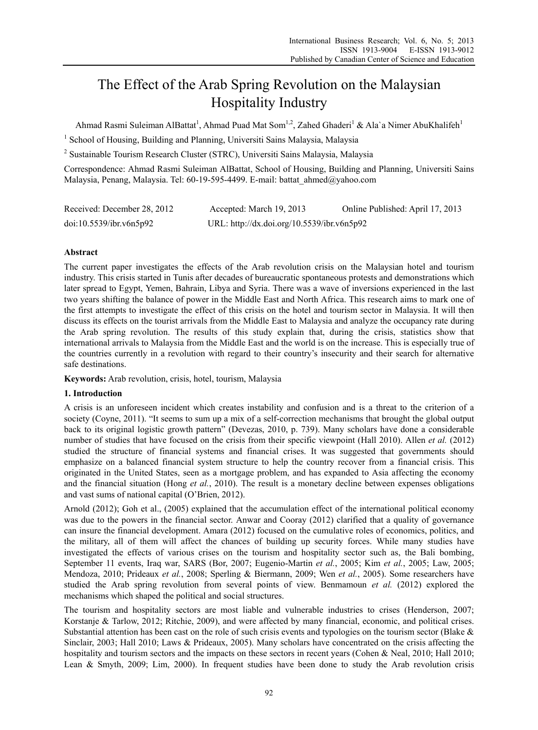# The Effect of the Arab Spring Revolution on the Malaysian Hospitality Industry

Ahmad Rasmi Suleiman AlBattat[1], Ahmad Puad Mat Som[1,2], Zahed Ghaderi[1] & Ala`a Nimer AbuKhalifeh[1]

[1] School of Housing, Building and Planning, Universiti Sains Malaysia, Malaysia

[2] Sustainable Tourism Research Cluster (STRC), Universiti Sains Malaysia, Malaysia

Correspondence: Ahmad Rasmi Suleiman AlBattat, School of Housing, Building and Planning, Universiti Sains Malaysia, Penang, Malaysia. Tel: 60-19-595-4499. E-mail: battat_ahmed@yahoo.com

Received: December 28, 2012 Accepted: March 19, 2013 Online Published: April 17, 2013

doi:10.5539/ibr.v6n5p92 URL: http://dx.doi.org/10.5539/ibr.v6n5p92

## Abstract

The current paper investigates the effects of the Arab revolution crisis on the Malaysian hotel and tourism industry. This crisis started in Tunis after decades of bureaucratic spontaneous protests and demonstrations which later spread to Egypt, Yemen, Bahrain, Libya and Syria. There was a wave of inversions experienced in the last two years shifting the balance of power in the Middle East and North Africa. This research aims to mark one of the first attempts to investigate the effect of this crisis on the hotel and tourism sector in Malaysia. It will then discuss its effects on the tourist arrivals from the Middle East to Malaysia and analyze the occupancy rate during the Arab spring revolution. The results of this study explain that, during the crisis, statistics show that international arrivals to Malaysia from the Middle East and the world is on the increase. This is especially true of the countries currently in a revolution with regard to their country's insecurity and their search for alternative safe destinations.

**Keywords:** Arab revolution, crisis, hotel, tourism, Malaysia

## 1. Introduction

A crisis is an unforeseen incident which creates instability and confusion and is a threat to the criterion of a society (Coyne, 2011). "It seems to sum up a mix of a self-correction mechanisms that brought the global output back to its original logistic growth pattern" (Devezas, 2010, p. 739). Many scholars have done a considerable number of studies that have focused on the crisis from their specific viewpoint (Hall 2010). Allen *et al.* (2012) studied the structure of financial systems and financial crises. It was suggested that governments should emphasize on a balanced financial system structure to help the country recover from a financial crisis. This originated in the United States, seen as a mortgage problem, and has expanded to Asia affecting the economy and the financial situation (Hong *et al.*, 2010). The result is a monetary decline between expenses obligations and vast sums of national capital (O'Brien, 2012).

Arnold (2012); Goh et al., (2005) explained that the accumulation effect of the international political economy was due to the powers in the financial sector. Anwar and Cooray (2012) clarified that a quality of governance can insure the financial development. Amara (2012) focused on the cumulative roles of economics, politics, and the military, all of them will affect the chances of building up security forces. While many studies have investigated the effects of various crises on the tourism and hospitality sector such as, the Bali bombing, September 11 events, Iraq war, SARS (Bor, 2007; Eugenio-Martin *et al.*, 2005; Kim *et al.*, 2005; Law, 2005; Mendoza, 2010; Prideaux *et al.*, 2008; Sperling & Biermann, 2009; Wen *et al.*, 2005). Some researchers have studied the Arab spring revolution from several points of view. Benmamoun *et al.* (2012) explored the mechanisms which shaped the political and social structures.

The tourism and hospitality sectors are most liable and vulnerable industries to crises (Henderson, 2007; Korstanje & Tarlow, 2012; Ritchie, 2009), and were affected by many financial, economic, and political crises. Substantial attention has been cast on the role of such crisis events and typologies on the tourism sector (Blake & Sinclair, 2003; Hall 2010; Laws & Prideaux, 2005). Many scholars have concentrated on the crisis affecting the hospitality and tourism sectors and the impacts on these sectors in recent years (Cohen & Neal, 2010; Hall 2010; Lean & Smyth, 2009; Lim, 2000). In frequent studies have been done to study the Arab revolution crisis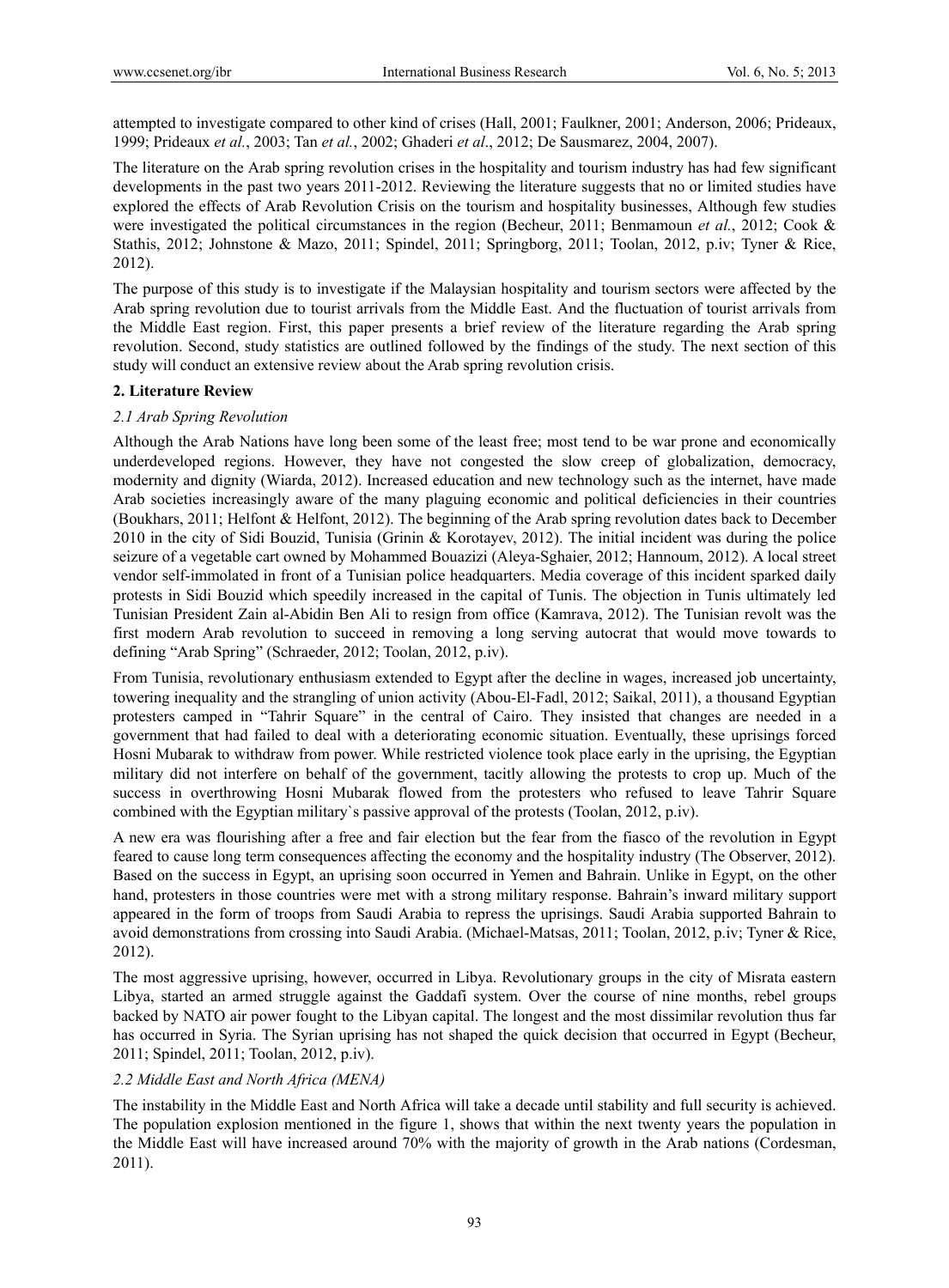attempted to investigate compared to other kind of crises (Hall, 2001; Faulkner, 2001; Anderson, 2006; Prideaux, 1999; Prideaux *et al.*, 2003; Tan *et al.*, 2002; Ghaderi *et al*., 2012; De Sausmarez, 2004, 2007).

The literature on the Arab spring revolution crises in the hospitality and tourism industry has had few significant developments in the past two years 2011-2012. Reviewing the literature suggests that no or limited studies have explored the effects of Arab Revolution Crisis on the tourism and hospitality businesses, Although few studies were investigated the political circumstances in the region (Becheur, 2011; Benmamoun *et al.*, 2012; Cook & Stathis, 2012; Johnstone & Mazo, 2011; Spindel, 2011; Springborg, 2011; Toolan, 2012, p.iv; Tyner & Rice, 2012).

The purpose of this study is to investigate if the Malaysian hospitality and tourism sectors were affected by the Arab spring revolution due to tourist arrivals from the Middle East. And the fluctuation of tourist arrivals from the Middle East region. First, this paper presents a brief review of the literature regarding the Arab spring revolution. Second, study statistics are outlined followed by the findings of the study. The next section of this study will conduct an extensive review about the Arab spring revolution crisis.

## 2. Literature Review

### *2.1 Arab Spring Revolution*

Although the Arab Nations have long been some of the least free; most tend to be war prone and economically underdeveloped regions. However, they have not congested the slow creep of globalization, democracy, modernity and dignity (Wiarda, 2012). Increased education and new technology such as the internet, have made Arab societies increasingly aware of the many plaguing economic and political deficiencies in their countries (Boukhars, 2011; Helfont & Helfont, 2012). The beginning of the Arab spring revolution dates back to December 2010 in the city of Sidi Bouzid, Tunisia (Grinin & Korotayev, 2012). The initial incident was during the police seizure of a vegetable cart owned by Mohammed Bouazizi (Aleya-Sghaier, 2012; Hannoum, 2012). A local street vendor self-immolated in front of a Tunisian police headquarters. Media coverage of this incident sparked daily protests in Sidi Bouzid which speedily increased in the capital of Tunis. The objection in Tunis ultimately led Tunisian President Zain al-Abidin Ben Ali to resign from office (Kamrava, 2012). The Tunisian revolt was the first modern Arab revolution to succeed in removing a long serving autocrat that would move towards to defining "Arab Spring" (Schraeder, 2012; Toolan, 2012, p.iv).

From Tunisia, revolutionary enthusiasm extended to Egypt after the decline in wages, increased job uncertainty, towering inequality and the strangling of union activity (Abou-El-Fadl, 2012; Saikal, 2011), a thousand Egyptian protesters camped in "Tahrir Square" in the central of Cairo. They insisted that changes are needed in a government that had failed to deal with a deteriorating economic situation. Eventually, these uprisings forced Hosni Mubarak to withdraw from power. While restricted violence took place early in the uprising, the Egyptian military did not interfere on behalf of the government, tacitly allowing the protests to crop up. Much of the success in overthrowing Hosni Mubarak flowed from the protesters who refused to leave Tahrir Square combined with the Egyptian military`s passive approval of the protests (Toolan, 2012, p.iv).

A new era was flourishing after a free and fair election but the fear from the fiasco of the revolution in Egypt feared to cause long term consequences affecting the economy and the hospitality industry (The Observer, 2012). Based on the success in Egypt, an uprising soon occurred in Yemen and Bahrain. Unlike in Egypt, on the other hand, protesters in those countries were met with a strong military response. Bahrain's inward military support appeared in the form of troops from Saudi Arabia to repress the uprisings. Saudi Arabia supported Bahrain to avoid demonstrations from crossing into Saudi Arabia. (Michael-Matsas, 2011; Toolan, 2012, p.iv; Tyner & Rice, 2012).

The most aggressive uprising, however, occurred in Libya. Revolutionary groups in the city of Misrata eastern Libya, started an armed struggle against the Gaddafi system. Over the course of nine months, rebel groups backed by NATO air power fought to the Libyan capital. The longest and the most dissimilar revolution thus far has occurred in Syria. The Syrian uprising has not shaped the quick decision that occurred in Egypt (Becheur, 2011; Spindel, 2011; Toolan, 2012, p.iv).

### *2.2 Middle East and North Africa (MENA)*

The instability in the Middle East and North Africa will take a decade until stability and full security is achieved. The population explosion mentioned in the figure 1, shows that within the next twenty years the population in the Middle East will have increased around 70% with the majority of growth in the Arab nations (Cordesman, 2011).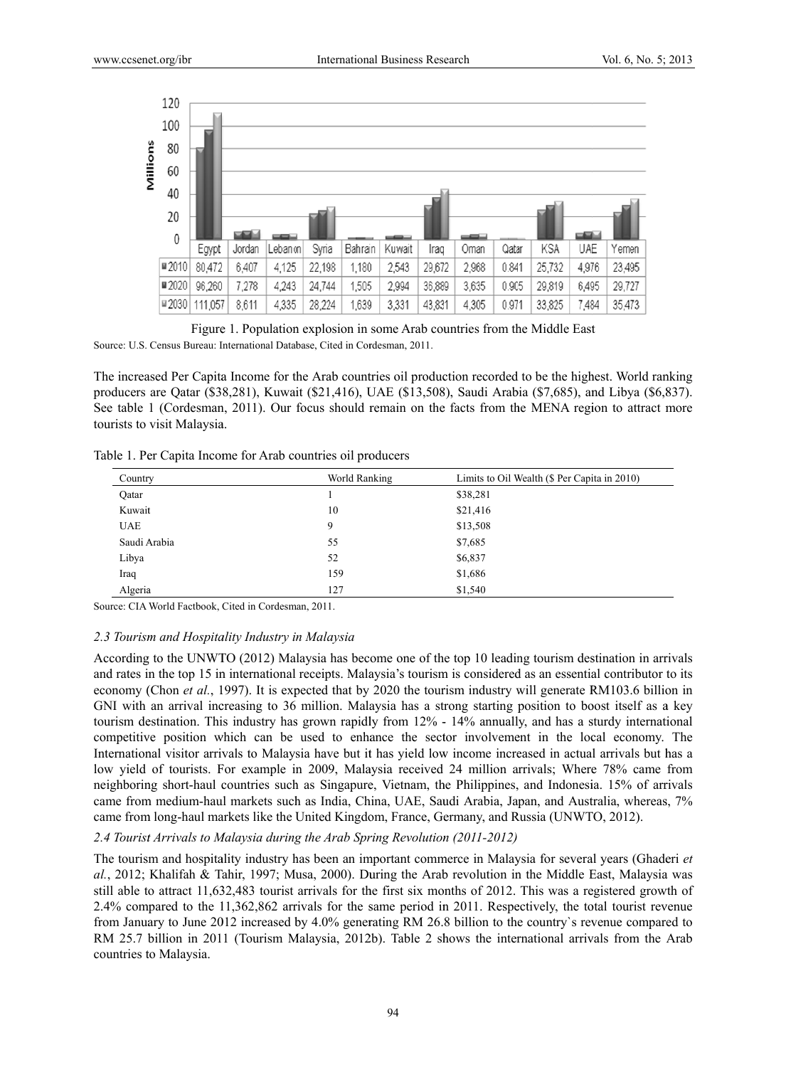| | Egypt | Jordan | Lebanon | Syria | Bahrain | Kuwait | Iraq | Oman | Qatar | KSA | UAE | Yemen |
|---|---|---|---|---|---|---|---|---|---|---|---|---|
| 2010 | 80,472 | 6,407 | 4,125 | 22,198 | 1,180 | 2,543 | 29,672 | 2,968 | 0.841 | 25,732 | 4,976 | 23,495 |
| 2020 | 96,260 | 7,278 | 4,243 | 24,744 | 1,505 | 2,994 | 36,889 | 3,635 | 0.905 | 29,819 | 6,495 | 29,727 |
| 2030 | 111,057 | 8,611 | 4,335 | 28,224 | 1,639 | 3,331 | 43,831 | 4,305 | 0.971 | 33,825 | 7,484 | 35,473 |

Figure 1. Population explosion in some Arab countries from the Middle East

Source: U.S. Census Bureau: International Database, Cited in Cordesman, 2011.

The increased Per Capita Income for the Arab countries oil production recorded to be the highest. World ranking producers are Qatar ($38,281), Kuwait ($21,416), UAE ($13,508), Saudi Arabia ($7,685), and Libya ($6,837). See table 1 (Cordesman, 2011). Our focus should remain on the facts from the MENA region to attract more tourists to visit Malaysia.

Table 1. Per Capita Income for Arab countries oil producers

| Country | World Ranking | Limits to Oil Wealth ($ Per Capita in 2010) |
|---|---|---|
| Qatar | 1 | $38,281 |
| Kuwait | 10 | $21,416 |
| UAE | 9 | $13,508 |
| Saudi Arabia | 55 | $7,685 |
| Libya | 52 | $6,837 |
| Iraq | 159 | $1,686 |
| Algeria | 127 | $1,540 |

Source: CIA World Factbook, Cited in Cordesman, 2011.

### *2.3 Tourism and Hospitality Industry in Malaysia*

According to the UNWTO (2012) Malaysia has become one of the top 10 leading tourism destination in arrivals and rates in the top 15 in international receipts. Malaysia's tourism is considered as an essential contributor to its economy (Chon *et al.*, 1997). It is expected that by 2020 the tourism industry will generate RM103.6 billion in GNI with an arrival increasing to 36 million. Malaysia has a strong starting position to boost itself as a key tourism destination. This industry has grown rapidly from 12% - 14% annually, and has a sturdy international competitive position which can be used to enhance the sector involvement in the local economy. The International visitor arrivals to Malaysia have but it has yield low income increased in actual arrivals but has a low yield of tourists. For example in 2009, Malaysia received 24 million arrivals; Where 78% came from neighboring short-haul countries such as Singapure, Vietnam, the Philippines, and Indonesia. 15% of arrivals came from medium-haul markets such as India, China, UAE, Saudi Arabia, Japan, and Australia, whereas, 7% came from long-haul markets like the United Kingdom, France, Germany, and Russia (UNWTO, 2012).

### *2.4 Tourist Arrivals to Malaysia during the Arab Spring Revolution (2011-2012)*

The tourism and hospitality industry has been an important commerce in Malaysia for several years (Ghaderi *et al.*, 2012; Khalifah & Tahir, 1997; Musa, 2000). During the Arab revolution in the Middle East, Malaysia was still able to attract 11,632,483 tourist arrivals for the first six months of 2012. This was a registered growth of 2.4% compared to the 11,362,862 arrivals for the same period in 2011. Respectively, the total tourist revenue from January to June 2012 increased by 4.0% generating RM 26.8 billion to the country`s revenue compared to RM 25.7 billion in 2011 (Tourism Malaysia, 2012b). Table 2 shows the international arrivals from the Arab countries to Malaysia.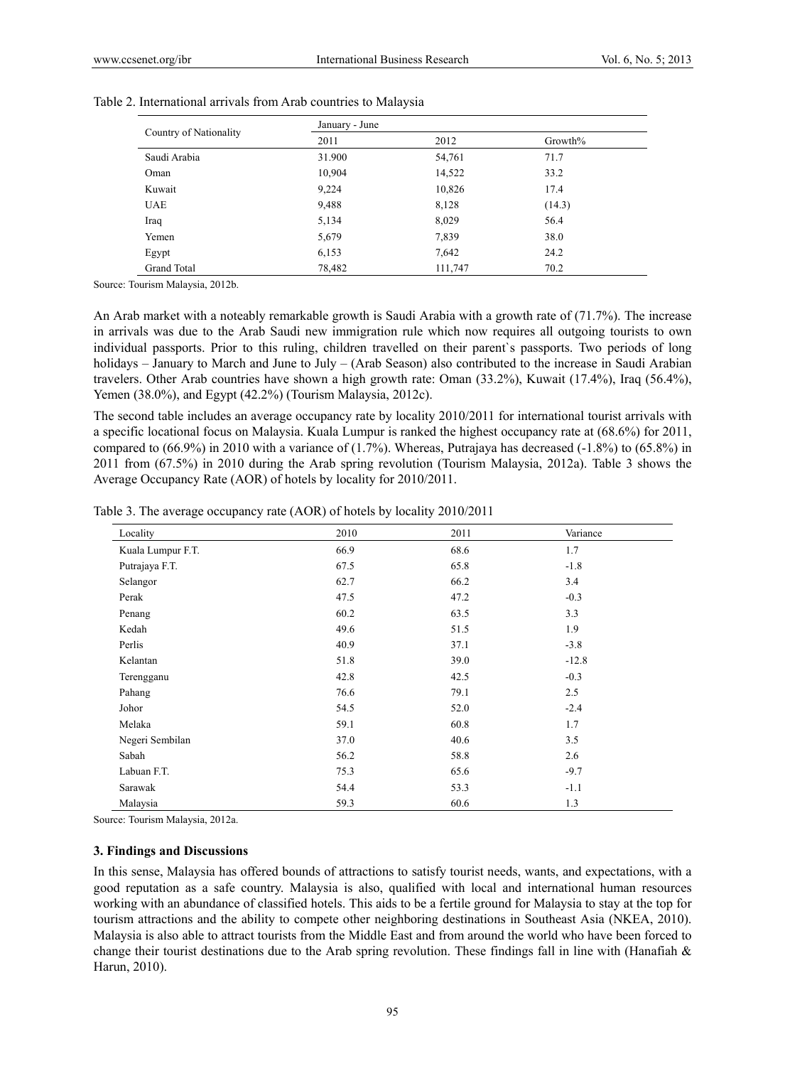Table 2. International arrivals from Arab countries to Malaysia

| Country of Nationality | January - June | | |
|---|---|---|---|
| | 2011 | 2012 | Growth% |
| Saudi Arabia | 31.900 | 54,761 | 71.7 |
| Oman | 10,904 | 14,522 | 33.2 |
| Kuwait | 9,224 | 10,826 | 17.4 |
| UAE | 9,488 | 8,128 | (14.3) |
| Iraq | 5,134 | 8,029 | 56.4 |
| Yemen | 5,679 | 7,839 | 38.0 |
| Egypt | 6,153 | 7,642 | 24.2 |
| Grand Total | 78,482 | 111,747 | 70.2 |

Source: Tourism Malaysia, 2012b.

An Arab market with a noteably remarkable growth is Saudi Arabia with a growth rate of (71.7%). The increase in arrivals was due to the Arab Saudi new immigration rule which now requires all outgoing tourists to own individual passports. Prior to this ruling, children travelled on their parent`s passports. Two periods of long holidays – January to March and June to July – (Arab Season) also contributed to the increase in Saudi Arabian travelers. Other Arab countries have shown a high growth rate: Oman (33.2%), Kuwait (17.4%), Iraq (56.4%), Yemen (38.0%), and Egypt (42.2%) (Tourism Malaysia, 2012c).

The second table includes an average occupancy rate by locality 2010/2011 for international tourist arrivals with a specific locational focus on Malaysia. Kuala Lumpur is ranked the highest occupancy rate at (68.6%) for 2011, compared to (66.9%) in 2010 with a variance of (1.7%). Whereas, Putrajaya has decreased (-1.8%) to (65.8%) in 2011 from (67.5%) in 2010 during the Arab spring revolution (Tourism Malaysia, 2012a). Table 3 shows the Average Occupancy Rate (AOR) of hotels by locality for 2010/2011.

Table 3. The average occupancy rate (AOR) of hotels by locality 2010/2011

| Locality | 2010 | 2011 | Variance |
|---|---|---|---|
| Kuala Lumpur F.T. | 66.9 | 68.6 | 1.7 |
| Putrajaya F.T. | 67.5 | 65.8 | -1.8 |
| Selangor | 62.7 | 66.2 | 3.4 |
| Perak | 47.5 | 47.2 | -0.3 |
| Penang | 60.2 | 63.5 | 3.3 |
| Kedah | 49.6 | 51.5 | 1.9 |
| Perlis | 40.9 | 37.1 | -3.8 |
| Kelantan | 51.8 | 39.0 | -12.8 |
| Terengganu | 42.8 | 42.5 | -0.3 |
| Pahang | 76.6 | 79.1 | 2.5 |
| Johor | 54.5 | 52.0 | -2.4 |
| Melaka | 59.1 | 60.8 | 1.7 |
| Negeri Sembilan | 37.0 | 40.6 | 3.5 |
| Sabah | 56.2 | 58.8 | 2.6 |
| Labuan F.T. | 75.3 | 65.6 | -9.7 |
| Sarawak | 54.4 | 53.3 | -1.1 |
| Malaysia | 59.3 | 60.6 | 1.3 |

Source: Tourism Malaysia, 2012a.

### 3. Findings and Discussions

In this sense, Malaysia has offered bounds of attractions to satisfy tourist needs, wants, and expectations, with a good reputation as a safe country. Malaysia is also, qualified with local and international human resources working with an abundance of classified hotels. This aids to be a fertile ground for Malaysia to stay at the top for tourism attractions and the ability to compete other neighboring destinations in Southeast Asia (NKEA, 2010). Malaysia is also able to attract tourists from the Middle East and from around the world who have been forced to change their tourist destinations due to the Arab spring revolution. These findings fall in line with (Hanafiah & Harun, 2010).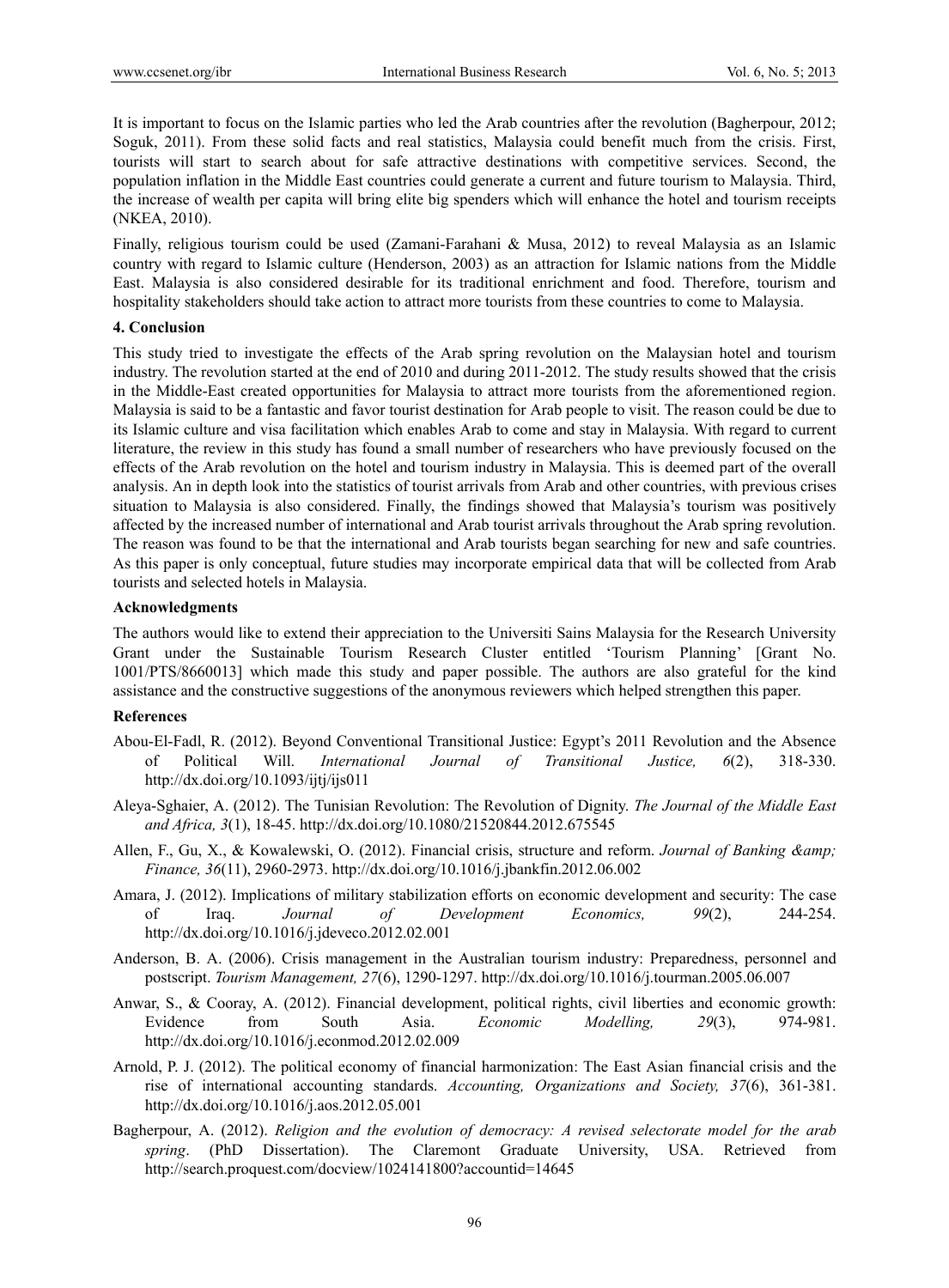It is important to focus on the Islamic parties who led the Arab countries after the revolution (Bagherpour, 2012; Soguk, 2011). From these solid facts and real statistics, Malaysia could benefit much from the crisis. First, tourists will start to search about for safe attractive destinations with competitive services. Second, the population inflation in the Middle East countries could generate a current and future tourism to Malaysia. Third, the increase of wealth per capita will bring elite big spenders which will enhance the hotel and tourism receipts (NKEA, 2010).

Finally, religious tourism could be used (Zamani-Farahani & Musa, 2012) to reveal Malaysia as an Islamic country with regard to Islamic culture (Henderson, 2003) as an attraction for Islamic nations from the Middle East. Malaysia is also considered desirable for its traditional enrichment and food. Therefore, tourism and hospitality stakeholders should take action to attract more tourists from these countries to come to Malaysia.

## 4. Conclusion

This study tried to investigate the effects of the Arab spring revolution on the Malaysian hotel and tourism industry. The revolution started at the end of 2010 and during 2011-2012. The study results showed that the crisis in the Middle-East created opportunities for Malaysia to attract more tourists from the aforementioned region. Malaysia is said to be a fantastic and favor tourist destination for Arab people to visit. The reason could be due to its Islamic culture and visa facilitation which enables Arab to come and stay in Malaysia. With regard to current literature, the review in this study has found a small number of researchers who have previously focused on the effects of the Arab revolution on the hotel and tourism industry in Malaysia. This is deemed part of the overall analysis. An in depth look into the statistics of tourist arrivals from Arab and other countries, with previous crises situation to Malaysia is also considered. Finally, the findings showed that Malaysia's tourism was positively affected by the increased number of international and Arab tourist arrivals throughout the Arab spring revolution. The reason was found to be that the international and Arab tourists began searching for new and safe countries. As this paper is only conceptual, future studies may incorporate empirical data that will be collected from Arab tourists and selected hotels in Malaysia.

### Acknowledgments

The authors would like to extend their appreciation to the Universiti Sains Malaysia for the Research University Grant under the Sustainable Tourism Research Cluster entitled 'Tourism Planning' [Grant No. 1001/PTS/8660013] which made this study and paper possible. The authors are also grateful for the kind assistance and the constructive suggestions of the anonymous reviewers which helped strengthen this paper.

### References

Abou-El-Fadl, R. (2012). Beyond Conventional Transitional Justice: Egypt's 2011 Revolution and the Absence of Political Will. *International Journal of Transitional Justice, 6*(2), 318-330. http://dx.doi.org/10.1093/ijtj/ijs011

Aleya-Sghaier, A. (2012). The Tunisian Revolution: The Revolution of Dignity. *The Journal of the Middle East and Africa, 3*(1), 18-45. http://dx.doi.org/10.1080/21520844.2012.675545

Allen, F., Gu, X., & Kowalewski, O. (2012). Financial crisis, structure and reform. *Journal of Banking &amp; Finance, 36*(11), 2960-2973. http://dx.doi.org/10.1016/j.jbankfin.2012.06.002

Amara, J. (2012). Implications of military stabilization efforts on economic development and security: The case of Iraq. *Journal of Development Economics, 99*(2), 244-254. http://dx.doi.org/10.1016/j.jdeveco.2012.02.001

Anderson, B. A. (2006). Crisis management in the Australian tourism industry: Preparedness, personnel and postscript. *Tourism Management, 27*(6), 1290-1297. http://dx.doi.org/10.1016/j.tourman.2005.06.007

Anwar, S., & Cooray, A. (2012). Financial development, political rights, civil liberties and economic growth: Evidence from South Asia. *Economic Modelling, 29*(3), 974-981. http://dx.doi.org/10.1016/j.econmod.2012.02.009

Arnold, P. J. (2012). The political economy of financial harmonization: The East Asian financial crisis and the rise of international accounting standards. *Accounting, Organizations and Society, 37*(6), 361-381. http://dx.doi.org/10.1016/j.aos.2012.05.001

Bagherpour, A. (2012). *Religion and the evolution of democracy: A revised selectorate model for the arab spring*. (PhD Dissertation). The Claremont Graduate University, USA. Retrieved from http://search.proquest.com/docview/1024141800?accountid=14645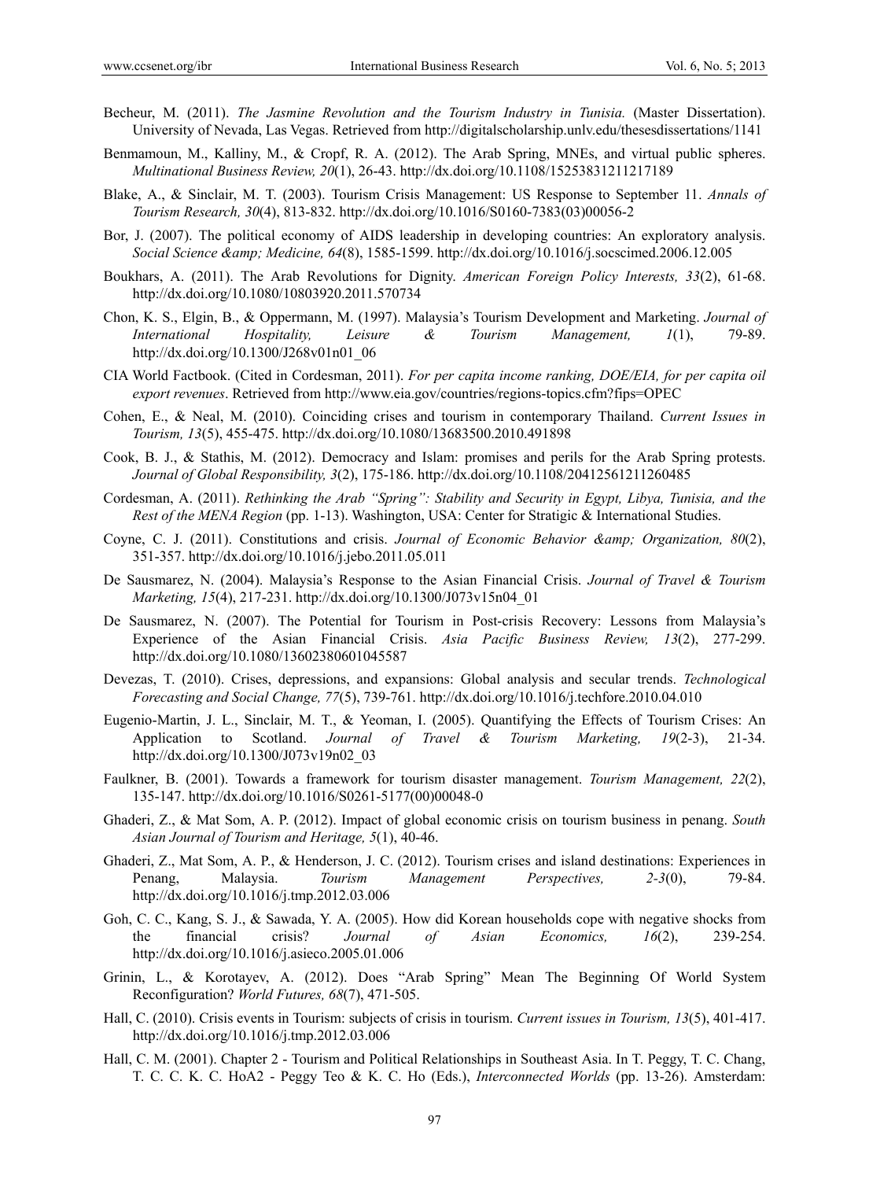Becheur, M. (2011). *The Jasmine Revolution and the Tourism Industry in Tunisia.* (Master Dissertation). University of Nevada, Las Vegas. Retrieved from http://digitalscholarship.unlv.edu/thesesdissertations/1141

Benmamoun, M., Kalliny, M., & Cropf, R. A. (2012). The Arab Spring, MNEs, and virtual public spheres. *Multinational Business Review, 20*(1), 26-43. http://dx.doi.org/10.1108/15253831211217189

Blake, A., & Sinclair, M. T. (2003). Tourism Crisis Management: US Response to September 11. *Annals of Tourism Research, 30*(4), 813-832. http://dx.doi.org/10.1016/S0160-7383(03)00056-2

Bor, J. (2007). The political economy of AIDS leadership in developing countries: An exploratory analysis. *Social Science &amp; Medicine, 64*(8), 1585-1599. http://dx.doi.org/10.1016/j.socscimed.2006.12.005

Boukhars, A. (2011). The Arab Revolutions for Dignity. *American Foreign Policy Interests, 33*(2), 61-68. http://dx.doi.org/10.1080/10803920.2011.570734

Chon, K. S., Elgin, B., & Oppermann, M. (1997). Malaysia's Tourism Development and Marketing. *Journal of International Hospitality, Leisure & Tourism Management, 1*(1), 79-89. http://dx.doi.org/10.1300/J268v01n01_06

CIA World Factbook. (Cited in Cordesman, 2011). *For per capita income ranking, DOE/EIA, for per capita oil export revenues*. Retrieved from http://www.eia.gov/countries/regions-topics.cfm?fips=OPEC

Cohen, E., & Neal, M. (2010). Coinciding crises and tourism in contemporary Thailand. *Current Issues in Tourism, 13*(5), 455-475. http://dx.doi.org/10.1080/13683500.2010.491898

Cook, B. J., & Stathis, M. (2012). Democracy and Islam: promises and perils for the Arab Spring protests. *Journal of Global Responsibility, 3*(2), 175-186. http://dx.doi.org/10.1108/20412561211260485

Cordesman, A. (2011). *Rethinking the Arab "Spring": Stability and Security in Egypt, Libya, Tunisia, and the Rest of the MENA Region* (pp. 1-13). Washington, USA: Center for Stratigic & International Studies.

Coyne, C. J. (2011). Constitutions and crisis. *Journal of Economic Behavior &amp; Organization, 80*(2), 351-357. http://dx.doi.org/10.1016/j.jebo.2011.05.011

De Sausmarez, N. (2004). Malaysia's Response to the Asian Financial Crisis. *Journal of Travel & Tourism Marketing, 15*(4), 217-231. http://dx.doi.org/10.1300/J073v15n04_01

De Sausmarez, N. (2007). The Potential for Tourism in Post-crisis Recovery: Lessons from Malaysia's Experience of the Asian Financial Crisis. *Asia Pacific Business Review, 13*(2), 277-299. http://dx.doi.org/10.1080/13602380601045587

Devezas, T. (2010). Crises, depressions, and expansions: Global analysis and secular trends. *Technological Forecasting and Social Change, 77*(5), 739-761. http://dx.doi.org/10.1016/j.techfore.2010.04.010

Eugenio-Martin, J. L., Sinclair, M. T., & Yeoman, I. (2005). Quantifying the Effects of Tourism Crises: An Application to Scotland. *Journal of Travel & Tourism Marketing, 19*(2-3), 21-34. http://dx.doi.org/10.1300/J073v19n02_03

Faulkner, B. (2001). Towards a framework for tourism disaster management. *Tourism Management, 22*(2), 135-147. http://dx.doi.org/10.1016/S0261-5177(00)00048-0

Ghaderi, Z., & Mat Som, A. P. (2012). Impact of global economic crisis on tourism business in penang. *South Asian Journal of Tourism and Heritage, 5*(1), 40-46.

Ghaderi, Z., Mat Som, A. P., & Henderson, J. C. (2012). Tourism crises and island destinations: Experiences in Penang, Malaysia. *Tourism Management Perspectives, 2-3*(0), 79-84. http://dx.doi.org/10.1016/j.tmp.2012.03.006

Goh, C. C., Kang, S. J., & Sawada, Y. A. (2005). How did Korean households cope with negative shocks from the financial crisis? *Journal of Asian Economics, 16*(2), 239-254. http://dx.doi.org/10.1016/j.asieco.2005.01.006

Grinin, L., & Korotayev, A. (2012). Does "Arab Spring" Mean The Beginning Of World System Reconfiguration? *World Futures, 68*(7), 471-505.

Hall, C. (2010). Crisis events in Tourism: subjects of crisis in tourism. *Current issues in Tourism, 13*(5), 401-417. http://dx.doi.org/10.1016/j.tmp.2012.03.006

Hall, C. M. (2001). Chapter 2 - Tourism and Political Relationships in Southeast Asia. In T. Peggy, T. C. Chang, T. C. C. K. C. HoA2 - Peggy Teo & K. C. Ho (Eds.), *Interconnected Worlds* (pp. 13-26). Amsterdam: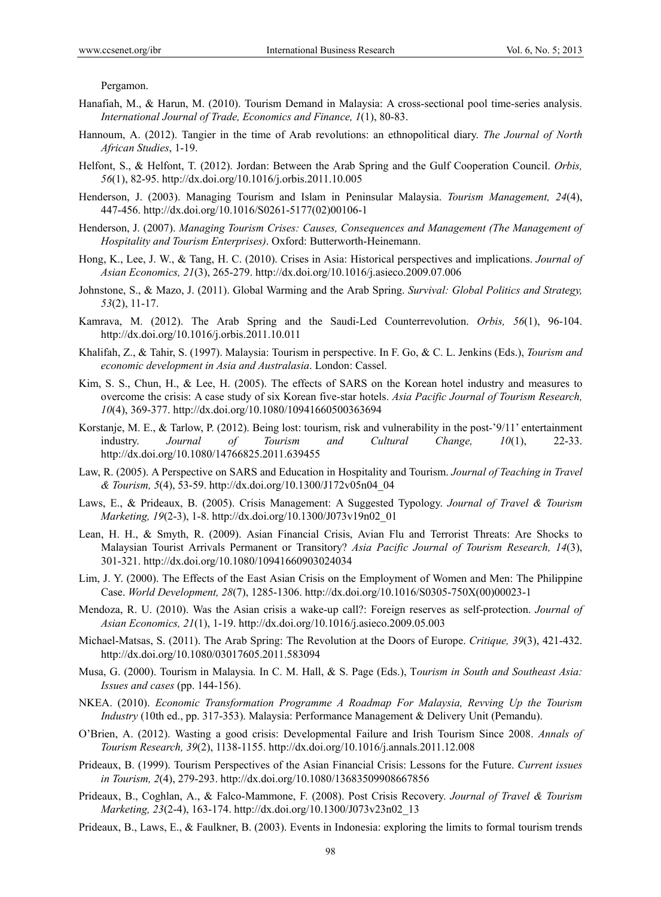Pergamon.

Hanafiah, M., & Harun, M. (2010). Tourism Demand in Malaysia: A cross-sectional pool time-series analysis. *International Journal of Trade, Economics and Finance, 1*(1), 80-83.

Hannoum, A. (2012). Tangier in the time of Arab revolutions: an ethnopolitical diary. *The Journal of North African Studies*, 1-19.

Helfont, S., & Helfont, T. (2012). Jordan: Between the Arab Spring and the Gulf Cooperation Council. *Orbis, 56*(1), 82-95. http://dx.doi.org/10.1016/j.orbis.2011.10.005

Henderson, J. (2003). Managing Tourism and Islam in Peninsular Malaysia. *Tourism Management, 24*(4), 447-456. http://dx.doi.org/10.1016/S0261-5177(02)00106-1

Henderson, J. (2007). *Managing Tourism Crises: Causes, Consequences and Management (The Management of Hospitality and Tourism Enterprises)*. Oxford: Butterworth-Heinemann.

Hong, K., Lee, J. W., & Tang, H. C. (2010). Crises in Asia: Historical perspectives and implications. *Journal of Asian Economics, 21*(3), 265-279. http://dx.doi.org/10.1016/j.asieco.2009.07.006

Johnstone, S., & Mazo, J. (2011). Global Warming and the Arab Spring. *Survival: Global Politics and Strategy, 53*(2), 11-17.

Kamrava, M. (2012). The Arab Spring and the Saudi-Led Counterrevolution. *Orbis, 56*(1), 96-104. http://dx.doi.org/10.1016/j.orbis.2011.10.011

Khalifah, Z., & Tahir, S. (1997). Malaysia: Tourism in perspective. In F. Go, & C. L. Jenkins (Eds.), *Tourism and economic development in Asia and Australasia*. London: Cassel.

Kim, S. S., Chun, H., & Lee, H. (2005). The effects of SARS on the Korean hotel industry and measures to overcome the crisis: A case study of six Korean five-star hotels. *Asia Pacific Journal of Tourism Research, 10*(4), 369-377. http://dx.doi.org/10.1080/10941660500363694

Korstanje, M. E., & Tarlow, P. (2012). Being lost: tourism, risk and vulnerability in the post-'9/11' entertainment industry. *Journal of Tourism and Cultural Change, 10*(1), 22-33. http://dx.doi.org/10.1080/14766825.2011.639455

Law, R. (2005). A Perspective on SARS and Education in Hospitality and Tourism. *Journal of Teaching in Travel & Tourism, 5*(4), 53-59. http://dx.doi.org/10.1300/J172v05n04_04

Laws, E., & Prideaux, B. (2005). Crisis Management: A Suggested Typology. *Journal of Travel & Tourism Marketing, 19*(2-3), 1-8. http://dx.doi.org/10.1300/J073v19n02_01

Lean, H. H., & Smyth, R. (2009). Asian Financial Crisis, Avian Flu and Terrorist Threats: Are Shocks to Malaysian Tourist Arrivals Permanent or Transitory? *Asia Pacific Journal of Tourism Research, 14*(3), 301-321. http://dx.doi.org/10.1080/10941660903024034

Lim, J. Y. (2000). The Effects of the East Asian Crisis on the Employment of Women and Men: The Philippine Case. *World Development, 28*(7), 1285-1306. http://dx.doi.org/10.1016/S0305-750X(00)00023-1

Mendoza, R. U. (2010). Was the Asian crisis a wake-up call?: Foreign reserves as self-protection. *Journal of Asian Economics, 21*(1), 1-19. http://dx.doi.org/10.1016/j.asieco.2009.05.003

Michael-Matsas, S. (2011). The Arab Spring: The Revolution at the Doors of Europe. *Critique, 39*(3), 421-432. http://dx.doi.org/10.1080/03017605.2011.583094

Musa, G. (2000). Tourism in Malaysia. In C. M. Hall, & S. Page (Eds.), T*ourism in South and Southeast Asia: Issues and cases* (pp. 144-156).

NKEA. (2010). *Economic Transformation Programme A Roadmap For Malaysia, Revving Up the Tourism Industry* (10th ed., pp. 317-353). Malaysia: Performance Management & Delivery Unit (Pemandu).

O'Brien, A. (2012). Wasting a good crisis: Developmental Failure and Irish Tourism Since 2008. *Annals of Tourism Research, 39*(2), 1138-1155. http://dx.doi.org/10.1016/j.annals.2011.12.008

Prideaux, B. (1999). Tourism Perspectives of the Asian Financial Crisis: Lessons for the Future. *Current issues in Tourism, 2*(4), 279-293. http://dx.doi.org/10.1080/13683509908667856

Prideaux, B., Coghlan, A., & Falco-Mammone, F. (2008). Post Crisis Recovery. *Journal of Travel & Tourism Marketing, 23*(2-4), 163-174. http://dx.doi.org/10.1300/J073v23n02_13

Prideaux, B., Laws, E., & Faulkner, B. (2003). Events in Indonesia: exploring the limits to formal tourism trends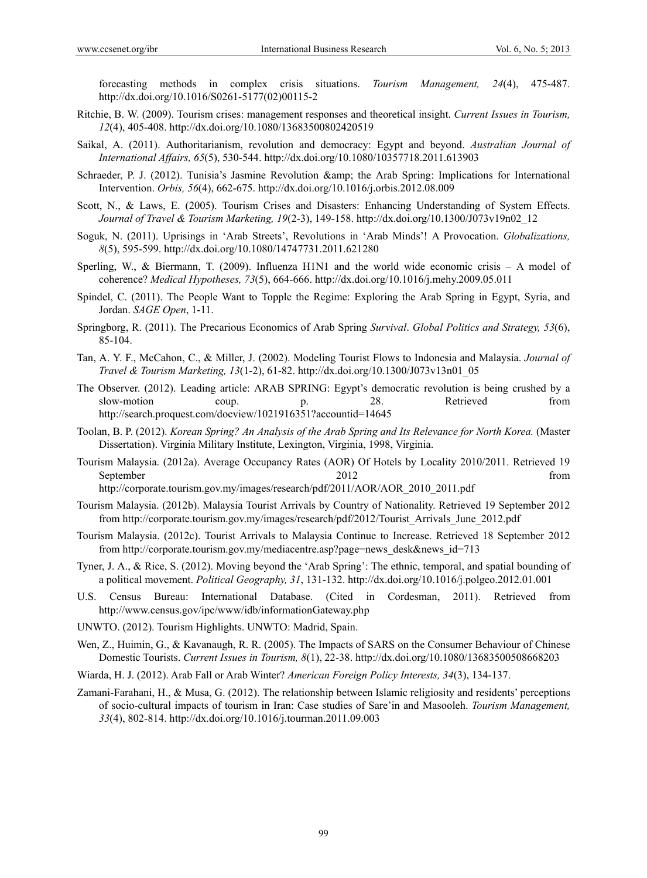forecasting methods in complex crisis situations. *Tourism Management, 24*(4), 475-487. http://dx.doi.org/10.1016/S0261-5177(02)00115-2

Ritchie, B. W. (2009). Tourism crises: management responses and theoretical insight. *Current Issues in Tourism, 12*(4), 405-408. http://dx.doi.org/10.1080/13683500802420519

Saikal, A. (2011). Authoritarianism, revolution and democracy: Egypt and beyond. *Australian Journal of International Affairs, 65*(5), 530-544. http://dx.doi.org/10.1080/10357718.2011.613903

Schraeder, P. J. (2012). Tunisia's Jasmine Revolution &amp; the Arab Spring: Implications for International Intervention. *Orbis, 56*(4), 662-675. http://dx.doi.org/10.1016/j.orbis.2012.08.009

Scott, N., & Laws, E. (2005). Tourism Crises and Disasters: Enhancing Understanding of System Effects. *Journal of Travel & Tourism Marketing, 19*(2-3), 149-158. http://dx.doi.org/10.1300/J073v19n02_12

Soguk, N. (2011). Uprisings in 'Arab Streets', Revolutions in 'Arab Minds'! A Provocation. *Globalizations, 8*(5), 595-599. http://dx.doi.org/10.1080/14747731.2011.621280

Sperling, W., & Biermann, T. (2009). Influenza H1N1 and the world wide economic crisis – A model of coherence? *Medical Hypotheses, 73*(5), 664-666. http://dx.doi.org/10.1016/j.mehy.2009.05.011

Spindel, C. (2011). The People Want to Topple the Regime: Exploring the Arab Spring in Egypt, Syria, and Jordan. *SAGE Open*, 1-11.

Springborg, R. (2011). The Precarious Economics of Arab Spring *Survival*. *Global Politics and Strategy, 53*(6), 85-104.

Tan, A. Y. F., McCahon, C., & Miller, J. (2002). Modeling Tourist Flows to Indonesia and Malaysia. *Journal of Travel & Tourism Marketing, 13*(1-2), 61-82. http://dx.doi.org/10.1300/J073v13n01_05

The Observer. (2012). Leading article: ARAB SPRING: Egypt's democratic revolution is being crushed by a slow-motion coup. p. 28. Retrieved from http://search.proquest.com/docview/1021916351?accountid=14645

Toolan, B. P. (2012). *Korean Spring? An Analysis of the Arab Spring and Its Relevance for North Korea.* (Master Dissertation). Virginia Military Institute, Lexington, Virginia, 1998, Virginia.

Tourism Malaysia. (2012a). Average Occupancy Rates (AOR) Of Hotels by Locality 2010/2011. Retrieved 19 September 2012 from http://corporate.tourism.gov.my/images/research/pdf/2011/AOR/AOR_2010_2011.pdf

Tourism Malaysia. (2012b). Malaysia Tourist Arrivals by Country of Nationality. Retrieved 19 September 2012 from http://corporate.tourism.gov.my/images/research/pdf/2012/Tourist_Arrivals_June_2012.pdf

Tourism Malaysia. (2012c). Tourist Arrivals to Malaysia Continue to Increase. Retrieved 18 September 2012 from http://corporate.tourism.gov.my/mediacentre.asp?page=news_desk&news_id=713

Tyner, J. A., & Rice, S. (2012). Moving beyond the 'Arab Spring': The ethnic, temporal, and spatial bounding of a political movement. *Political Geography, 31*, 131-132. http://dx.doi.org/10.1016/j.polgeo.2012.01.001

U.S. Census Bureau: International Database. (Cited in Cordesman, 2011). Retrieved from http://www.census.gov/ipc/www/idb/informationGateway.php

UNWTO. (2012). Tourism Highlights. UNWTO: Madrid, Spain.

Wen, Z., Huimin, G., & Kavanaugh, R. R. (2005). The Impacts of SARS on the Consumer Behaviour of Chinese Domestic Tourists. *Current Issues in Tourism, 8*(1), 22-38. http://dx.doi.org/10.1080/13683500508668203

Wiarda, H. J. (2012). Arab Fall or Arab Winter? *American Foreign Policy Interests, 34*(3), 134-137.

Zamani-Farahani, H., & Musa, G. (2012). The relationship between Islamic religiosity and residents' perceptions of socio-cultural impacts of tourism in Iran: Case studies of Sare'in and Masooleh. *Tourism Management, 33*(4), 802-814. http://dx.doi.org/10.1016/j.tourman.2011.09.003